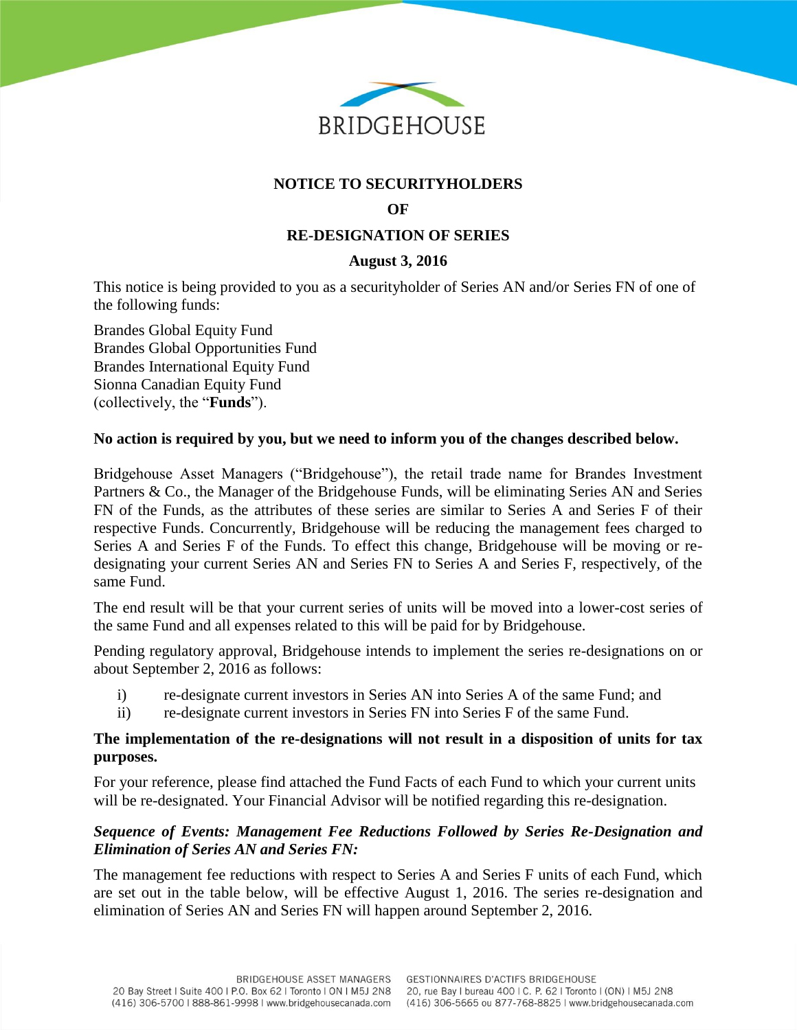BRIDGEHOUSE

# NOTICE TO SECURITYHOLDERS

# OF

# RE-DESIGNATION OF SERIES

**August 3, 2016**

This notice is being provided to you as a securityholder of Series AN and/or Series FN of one of the following funds:

Brandes Global Equity Fund
Brandes Global Opportunities Fund
Brandes International Equity Fund
Sionna Canadian Equity Fund
(collectively, the "**Funds**").

**No action is required by you, but we need to inform you of the changes described below.**

Bridgehouse Asset Managers ("Bridgehouse"), the retail trade name for Brandes Investment Partners & Co., the Manager of the Bridgehouse Funds, will be eliminating Series AN and Series FN of the Funds, as the attributes of these series are similar to Series A and Series F of their respective Funds. Concurrently, Bridgehouse will be reducing the management fees charged to Series A and Series F of the Funds. To effect this change, Bridgehouse will be moving or re-designating your current Series AN and Series FN to Series A and Series F, respectively, of the same Fund.

The end result will be that your current series of units will be moved into a lower-cost series of the same Fund and all expenses related to this will be paid for by Bridgehouse.

Pending regulatory approval, Bridgehouse intends to implement the series re-designations on or about September 2, 2016 as follows:

i) re-designate current investors in Series AN into Series A of the same Fund; and
ii) re-designate current investors in Series FN into Series F of the same Fund.

**The implementation of the re-designations will not result in a disposition of units for tax purposes.**

For your reference, please find attached the Fund Facts of each Fund to which your current units will be re-designated. Your Financial Advisor will be notified regarding this re-designation.

***Sequence of Events: Management Fee Reductions Followed by Series Re-Designation and Elimination of Series AN and Series FN:***

The management fee reductions with respect to Series A and Series F units of each Fund, which are set out in the table below, will be effective August 1, 2016. The series re-designation and elimination of Series AN and Series FN will happen around September 2, 2016.

BRIDGEHOUSE ASSET MANAGERS
20 Bay Street | Suite 400 | P.O. Box 62 | Toronto | ON | M5J 2N8
(416) 306-5700 | 888-861-9998 | www.bridgehousecanada.com

GESTIONNAIRES D'ACTIFS BRIDGEHOUSE
20, rue Bay | bureau 400 | C. P. 62 | Toronto | (ON) | M5J 2N8
(416) 306-5665 ou 877-768-8825 | www.bridgehousecanada.com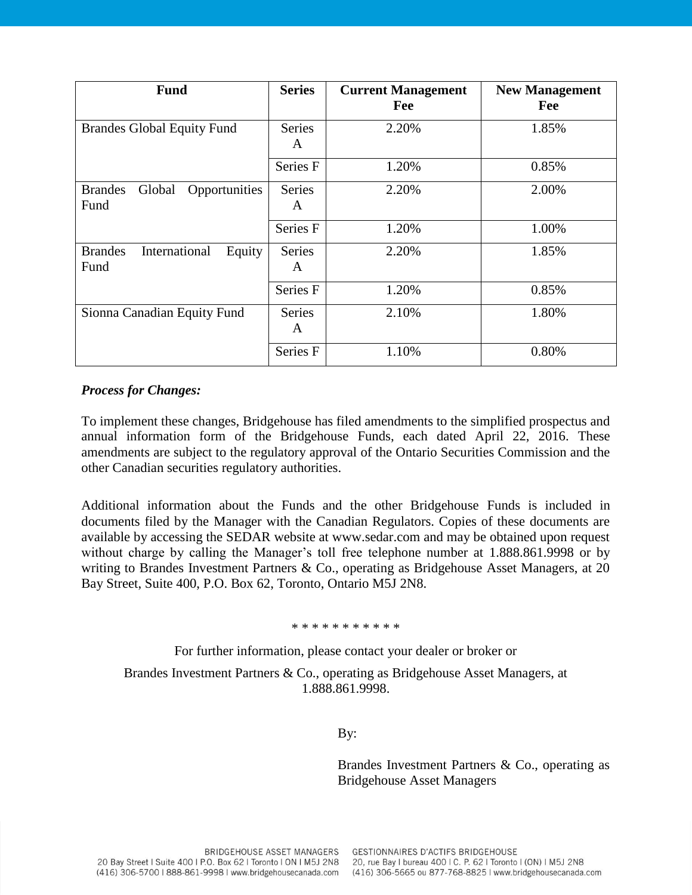| Fund | Series | Current Management Fee | New Management Fee |
|---|---|---|---|
| Brandes Global Equity Fund | Series A | 2.20% | 1.85% |
| | Series F | 1.20% | 0.85% |
| Brandes Global Opportunities Fund | Series A | 2.20% | 2.00% |
| | Series F | 1.20% | 1.00% |
| Brandes International Equity Fund | Series A | 2.20% | 1.85% |
| | Series F | 1.20% | 0.85% |
| Sionna Canadian Equity Fund | Series A | 2.10% | 1.80% |
| | Series F | 1.10% | 0.80% |

***Process for Changes:***

To implement these changes, Bridgehouse has filed amendments to the simplified prospectus and annual information form of the Bridgehouse Funds, each dated April 22, 2016. These amendments are subject to the regulatory approval of the Ontario Securities Commission and the other Canadian securities regulatory authorities.

Additional information about the Funds and the other Bridgehouse Funds is included in documents filed by the Manager with the Canadian Regulators. Copies of these documents are available by accessing the SEDAR website at www.sedar.com and may be obtained upon request without charge by calling the Manager's toll free telephone number at 1.888.861.9998 or by writing to Brandes Investment Partners & Co., operating as Bridgehouse Asset Managers, at 20 Bay Street, Suite 400, P.O. Box 62, Toronto, Ontario M5J 2N8.

* * * * * * * * * * *

For further information, please contact your dealer or broker or

Brandes Investment Partners & Co., operating as Bridgehouse Asset Managers, at 1.888.861.9998.

By:

Brandes Investment Partners & Co., operating as Bridgehouse Asset Managers

BRIDGEHOUSE ASSET MANAGERS
20 Bay Street | Suite 400 | P.O. Box 62 | Toronto | ON | M5J 2N8
(416) 306-5700 | 888-861-9998 | www.bridgehousecanada.com

GESTIONNAIRES D'ACTIFS BRIDGEHOUSE
20, rue Bay | bureau 400 | C. P. 62 | Toronto | (ON) | M5J 2N8
(416) 306-5665 ou 877-768-8825 | www.bridgehousecanada.com